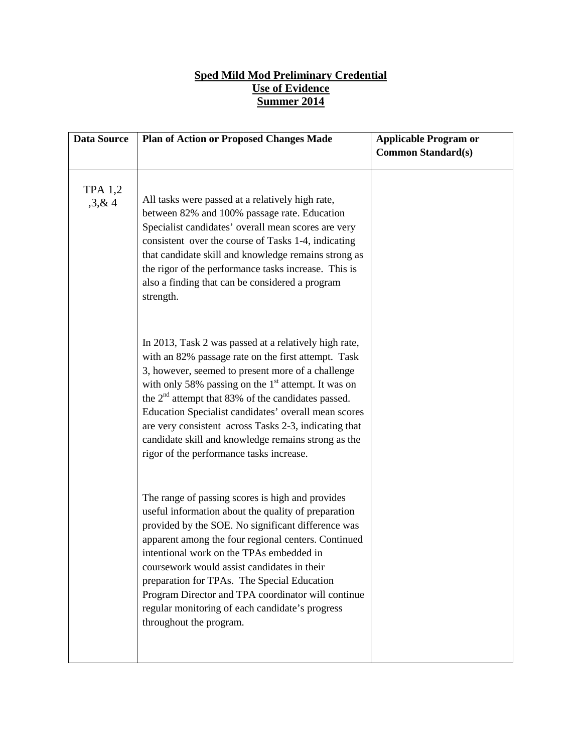# Sped Mild Mod Preliminary Credential
## Use of Evidence
## Summer 2014

| Data Source | Plan of Action or Proposed Changes Made | Applicable Program or Common Standard(s) |
|---|---|---|
| TPA 1,2 ,3,& 4 | All tasks were passed at a relatively high rate, between 82% and 100% passage rate. Education Specialist candidates' overall mean scores are very consistent over the course of Tasks 1-4, indicating that candidate skill and knowledge remains strong as the rigor of the performance tasks increase. This is also a finding that can be considered a program strength.<br><br>In 2013, Task 2 was passed at a relatively high rate, with an 82% passage rate on the first attempt. Task 3, however, seemed to present more of a challenge with only 58% passing on the 1st attempt. It was on the 2nd attempt that 83% of the candidates passed. Education Specialist candidates' overall mean scores are very consistent across Tasks 2-3, indicating that candidate skill and knowledge remains strong as the rigor of the performance tasks increase.<br><br>The range of passing scores is high and provides useful information about the quality of preparation provided by the SOE. No significant difference was apparent among the four regional centers. Continued intentional work on the TPAs embedded in coursework would assist candidates in their preparation for TPAs. The Special Education Program Director and TPA coordinator will continue regular monitoring of each candidate's progress throughout the program. | |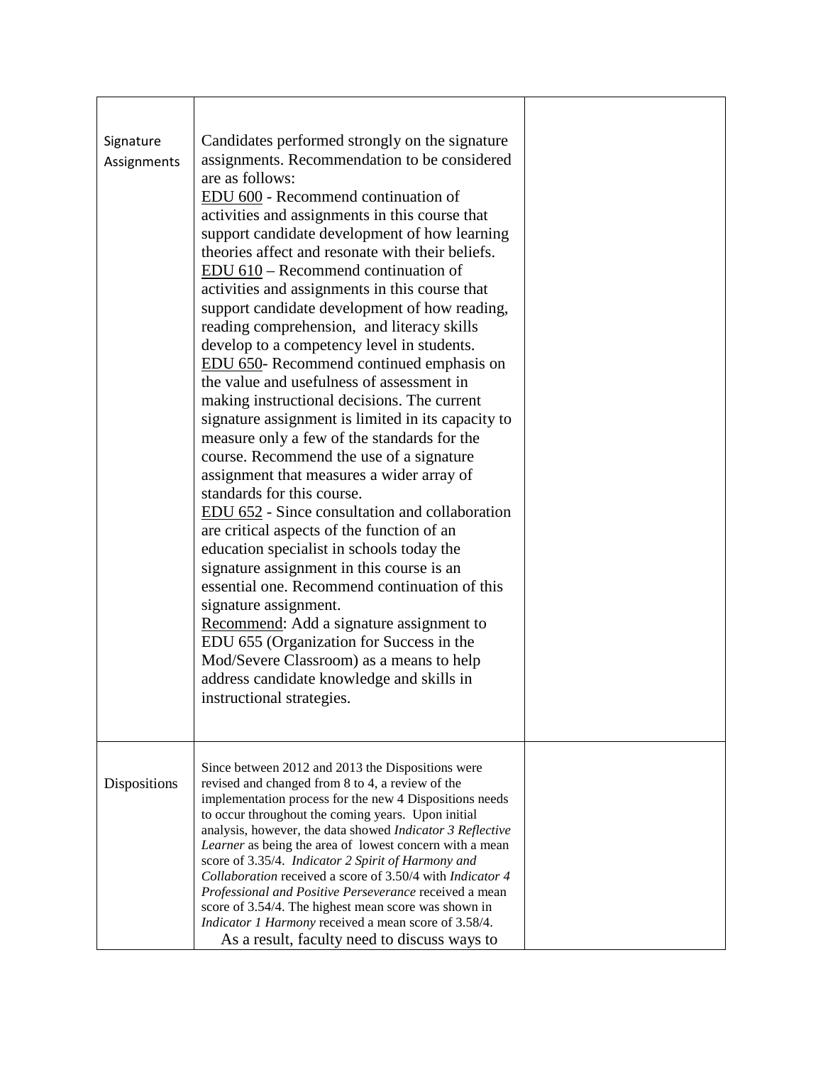| | | |
|---|---|---|
| Signature Assignments | Candidates performed strongly on the signature assignments. Recommendation to be considered are as follows:<br>EDU 600 - Recommend continuation of activities and assignments in this course that support candidate development of how learning theories affect and resonate with their beliefs.<br>EDU 610 – Recommend continuation of activities and assignments in this course that support candidate development of how reading, reading comprehension, and literacy skills develop to a competency level in students.<br>EDU 650- Recommend continued emphasis on the value and usefulness of assessment in making instructional decisions. The current signature assignment is limited in its capacity to measure only a few of the standards for the course. Recommend the use of a signature assignment that measures a wider array of standards for this course.<br>EDU 652 - Since consultation and collaboration are critical aspects of the function of an education specialist in schools today the signature assignment in this course is an essential one. Recommend continuation of this signature assignment.<br>Recommend: Add a signature assignment to EDU 655 (Organization for Success in the Mod/Severe Classroom) as a means to help address candidate knowledge and skills in instructional strategies. | |
| Dispositions | Since between 2012 and 2013 the Dispositions were revised and changed from 8 to 4, a review of the implementation process for the new 4 Dispositions needs to occur throughout the coming years. Upon initial analysis, however, the data showed *Indicator 3 Reflective Learner* as being the area of lowest concern with a mean score of 3.35/4. *Indicator 2 Spirit of Harmony and Collaboration* received a score of 3.50/4 with *Indicator 4 Professional and Positive Perseverance* received a mean score of 3.54/4. The highest mean score was shown in *Indicator 1 Harmony* received a mean score of 3.58/4.<br>As a result, faculty need to discuss ways to | |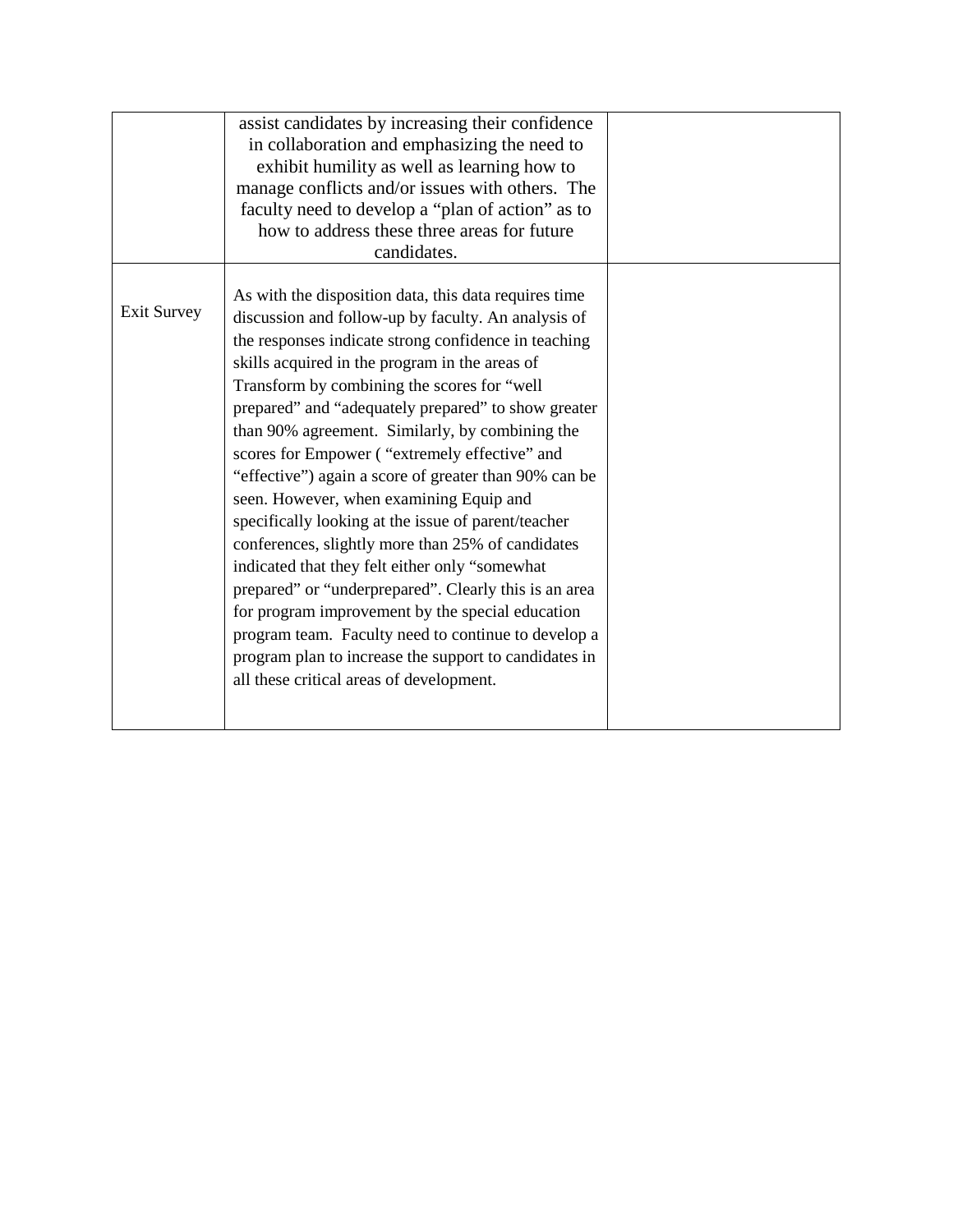| | | |
|---|---|---|
| | assist candidates by increasing their confidence in collaboration and emphasizing the need to exhibit humility as well as learning how to manage conflicts and/or issues with others. The faculty need to develop a "plan of action" as to how to address these three areas for future candidates. | |
| Exit Survey | As with the disposition data, this data requires time discussion and follow-up by faculty. An analysis of the responses indicate strong confidence in teaching skills acquired in the program in the areas of Transform by combining the scores for "well prepared" and "adequately prepared" to show greater than 90% agreement. Similarly, by combining the scores for Empower ( "extremely effective" and "effective") again a score of greater than 90% can be seen. However, when examining Equip and specifically looking at the issue of parent/teacher conferences, slightly more than 25% of candidates indicated that they felt either only "somewhat prepared" or "underprepared". Clearly this is an area for program improvement by the special education program team. Faculty need to continue to develop a program plan to increase the support to candidates in all these critical areas of development. | |